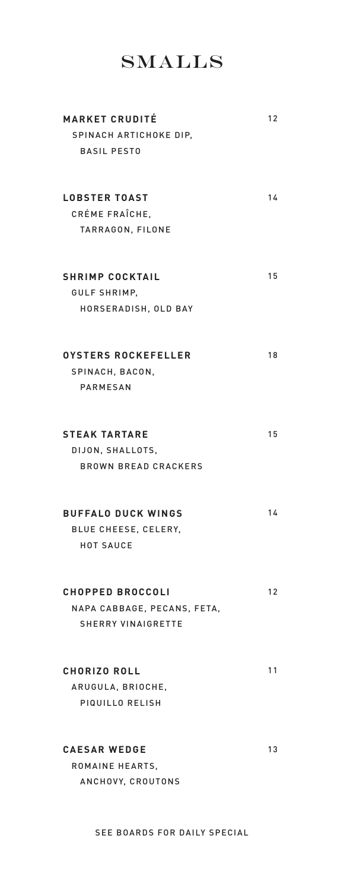# SMALLS

**MARKET CRUDITÉ** 12
SPINACH ARTICHOKE DIP,
BASIL PESTO

**LOBSTER TOAST** 14
CRÉME FRAÎCHE,
TARRAGON, FILONE

**SHRIMP COCKTAIL** 15
GULF SHRIMP,
HORSERADISH, OLD BAY

**OYSTERS ROCKEFELLER** 18
SPINACH, BACON,
PARMESAN

**STEAK TARTARE** 15
DIJON, SHALLOTS,
BROWN BREAD CRACKERS

**BUFFALO DUCK WINGS** 14
BLUE CHEESE, CELERY,
HOT SAUCE

**CHOPPED BROCCOLI** 12
NAPA CABBAGE, PECANS, FETA,
SHERRY VINAIGRETTE

**CHORIZO ROLL** 11
ARUGULA, BRIOCHE,
PIQUILLO RELISH

**CAESAR WEDGE** 13
ROMAINE HEARTS,
ANCHOVY, CROUTONS

SEE BOARDS FOR DAILY SPECIAL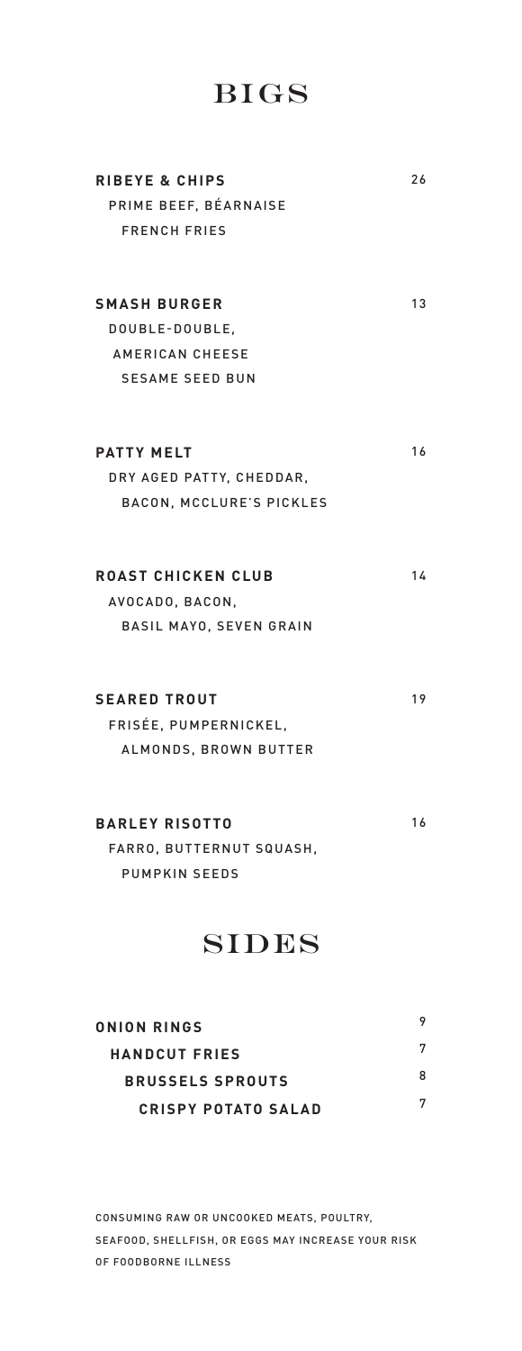# BIGS

**RIBEYE & CHIPS** 26
PRIME BEEF, BÉARNAISE
FRENCH FRIES

**SMASH BURGER** 13
DOUBLE-DOUBLE,
AMERICAN CHEESE
SESAME SEED BUN

**PATTY MELT** 16
DRY AGED PATTY, CHEDDAR,
BACON, MCCLURE'S PICKLES

**ROAST CHICKEN CLUB** 14
AVOCADO, BACON,
BASIL MAYO, SEVEN GRAIN

**SEARED TROUT** 19
FRISÉE, PUMPERNICKEL,
ALMONDS, BROWN BUTTER

**BARLEY RISOTTO** 16
FARRO, BUTTERNUT SQUASH,
PUMPKIN SEEDS

# SIDES

**ONION RINGS** 9

**HANDCUT FRIES** 7

**BRUSSELS SPROUTS** 8

**CRISPY POTATO SALAD** 7

CONSUMING RAW OR UNCOOKED MEATS, POULTRY, SEAFOOD, SHELLFISH, OR EGGS MAY INCREASE YOUR RISK OF FOODBORNE ILLNESS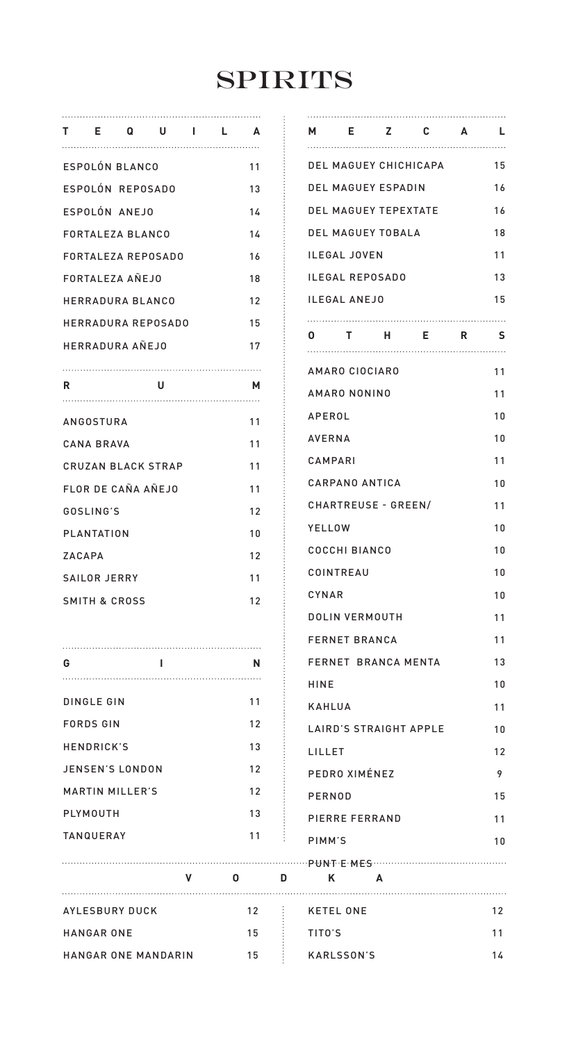# SPIRITS

## TEQUILA

| Item | Price |
|---|---|
| ESPOLÓN BLANCO | 11 |
| ESPOLÓN REPOSADO | 13 |
| ESPOLÓN ANEJO | 14 |
| FORTALEZA BLANCO | 14 |
| FORTALEZA REPOSADO | 16 |
| FORTALEZA AÑEJO | 18 |
| HERRADURA BLANCO | 12 |
| HERRADURA REPOSADO | 15 |
| HERRADURA AÑEJO | 17 |

## RUM

| Item | Price |
|---|---|
| ANGOSTURA | 11 |
| CANA BRAVA | 11 |
| CRUZAN BLACK STRAP | 11 |
| FLOR DE CAÑA AÑEJO | 11 |
| GOSLING'S | 12 |
| PLANTATION | 10 |
| ZACAPA | 12 |
| SAILOR JERRY | 11 |
| SMITH & CROSS | 12 |

## GIN

| Item | Price |
|---|---|
| DINGLE GIN | 11 |
| FORDS GIN | 12 |
| HENDRICK'S | 13 |
| JENSEN'S LONDON | 12 |
| MARTIN MILLER'S | 12 |
| PLYMOUTH | 13 |
| TANQUERAY | 11 |

## MEZCAL

| Item | Price |
|---|---|
| DEL MAGUEY CHICHICAPA | 15 |
| DEL MAGUEY ESPADIN | 16 |
| DEL MAGUEY TEPEXTATE | 16 |
| DEL MAGUEY TOBALA | 18 |
| ILEGAL JOVEN | 11 |
| ILEGAL REPOSADO | 13 |
| ILEGAL ANEJO | 15 |

## OTHERS

| Item | Price |
|---|---|
| AMARO CIOCIARO | 11 |
| AMARO NONINO | 11 |
| APEROL | 10 |
| AVERNA | 10 |
| CAMPARI | 11 |
| CARPANO ANTICA | 10 |
| CHARTREUSE - GREEN/ | 11 |
| YELLOW | 10 |
| COCCHI BIANCO | 10 |
| COINTREAU | 10 |
| CYNAR | 10 |
| DOLIN VERMOUTH | 11 |
| FERNET BRANCA | 11 |
| FERNET BRANCA MENTA | 13 |
| HINE | 10 |
| KAHLUA | 11 |
| LAIRD'S STRAIGHT APPLE | 10 |
| LILLET | 12 |
| PEDRO XIMÉNEZ | 9 |
| PERNOD | 15 |
| PIERRE FERRAND | 11 |
| PIMM'S | 10 |
| PUNT E MES | |

## VODKA

| Item | Price |
|---|---|
| AYLESBURY DUCK | 12 |
| HANGAR ONE | 15 |
| HANGAR ONE MANDARIN | 15 |
| KETEL ONE | 12 |
| TITO'S | 11 |
| KARLSSON'S | 14 |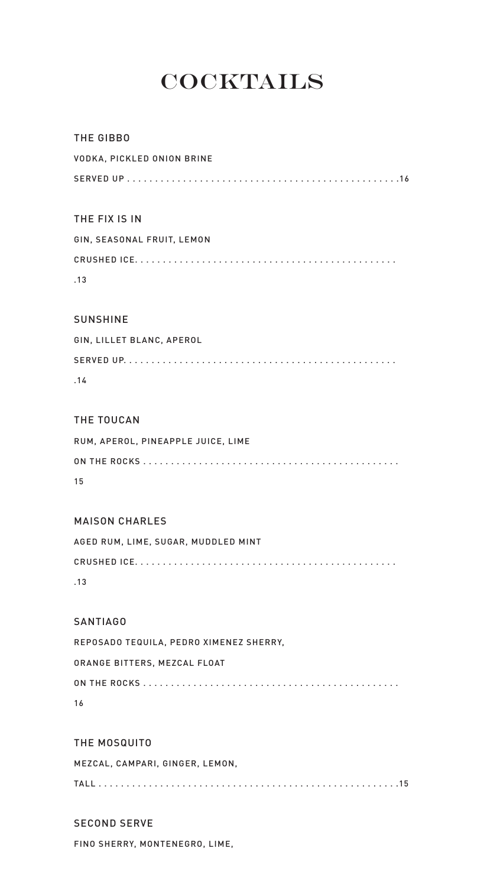# COCKTAILS

THE GIBBO

VODKA, PICKLED ONION BRINE

SERVED UP . . . . . . . . . . . . . . . . . . . . . . . . . . . . . . . . . . . . . . . . . . . . . . . .16

THE FIX IS IN

GIN, SEASONAL FRUIT, LEMON

CRUSHED ICE. . . . . . . . . . . . . . . . . . . . . . . . . . . . . . . . . . . . . . . . . . . . . . .

.13

SUNSHINE

GIN, LILLET BLANC, APEROL

SERVED UP. . . . . . . . . . . . . . . . . . . . . . . . . . . . . . . . . . . . . . . . . . . . . . . . .

.14

THE TOUCAN

RUM, APEROL, PINEAPPLE JUICE, LIME

ON THE ROCKS . . . . . . . . . . . . . . . . . . . . . . . . . . . . . . . . . . . . . . . . . . . . . .

15

MAISON CHARLES

AGED RUM, LIME, SUGAR, MUDDLED MINT

CRUSHED ICE. . . . . . . . . . . . . . . . . . . . . . . . . . . . . . . . . . . . . . . . . . . . . . .

.13

SANTIAGO

REPOSADO TEQUILA, PEDRO XIMENEZ SHERRY,

ORANGE BITTERS, MEZCAL FLOAT

ON THE ROCKS . . . . . . . . . . . . . . . . . . . . . . . . . . . . . . . . . . . . . . . . . . . . . .

16

THE MOSQUITO

MEZCAL, CAMPARI, GINGER, LEMON,

TALL . . . . . . . . . . . . . . . . . . . . . . . . . . . . . . . . . . . . . . . . . . . . . . . . . . . . . .15

SECOND SERVE

FINO SHERRY, MONTENEGRO, LIME,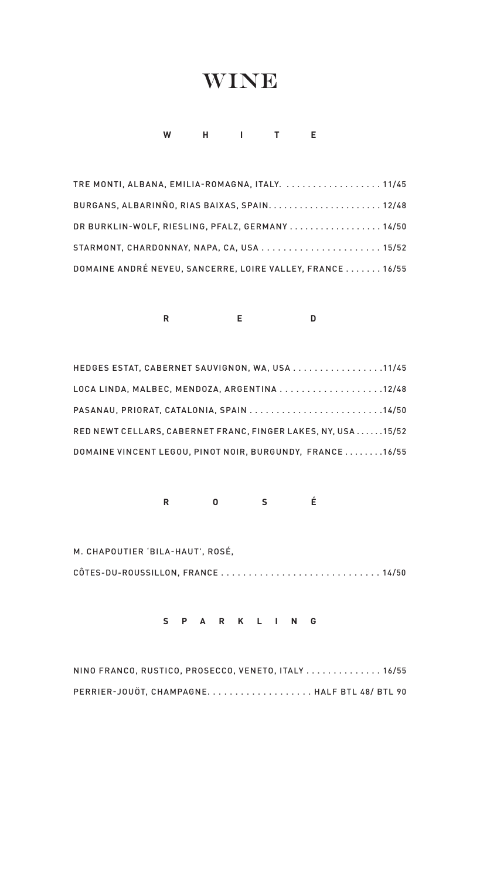# WINE

## WHITE

TRE MONTI, ALBANA, EMILIA-ROMAGNA, ITALY. . . . . . . . . . . . . . . . . . . 11/45

BURGANS, ALBARINÑO, RIAS BAIXAS, SPAIN. . . . . . . . . . . . . . . . . . . . . . 12/48

DR BURKLIN-WOLF, RIESLING, PFALZ, GERMANY . . . . . . . . . . . . . . . . . . 14/50

STARMONT, CHARDONNAY, NAPA, CA, USA . . . . . . . . . . . . . . . . . . . . . . 15/52

DOMAINE ANDRÉ NEVEU, SANCERRE, LOIRE VALLEY, FRANCE . . . . . . . 16/55

## RED

HEDGES ESTAT, CABERNET SAUVIGNON, WA, USA . . . . . . . . . . . . . . . . .11/45

LOCA LINDA, MALBEC, MENDOZA, ARGENTINA . . . . . . . . . . . . . . . . . . .12/48

PASANAU, PRIORAT, CATALONIA, SPAIN . . . . . . . . . . . . . . . . . . . . . . . . .14/50

RED NEWT CELLARS, CABERNET FRANC, FINGER LAKES, NY, USA . . . . . .15/52

DOMAINE VINCENT LEGOU, PINOT NOIR, BURGUNDY, FRANCE . . . . . . . .16/55

## ROSÉ

M. CHAPOUTIER 'BILA-HAUT', ROSÉ,
CÔTES-DU-ROUSSILLON, FRANCE . . . . . . . . . . . . . . . . . . . . . . . . . . . . . 14/50

## SPARKLING

NINO FRANCO, RUSTICO, PROSECCO, VENETO, ITALY . . . . . . . . . . . . . . 16/55

PERRIER-JOUËT, CHAMPAGNE. . . . . . . . . . . . . . . . . . . . HALF BTL 48/ BTL 90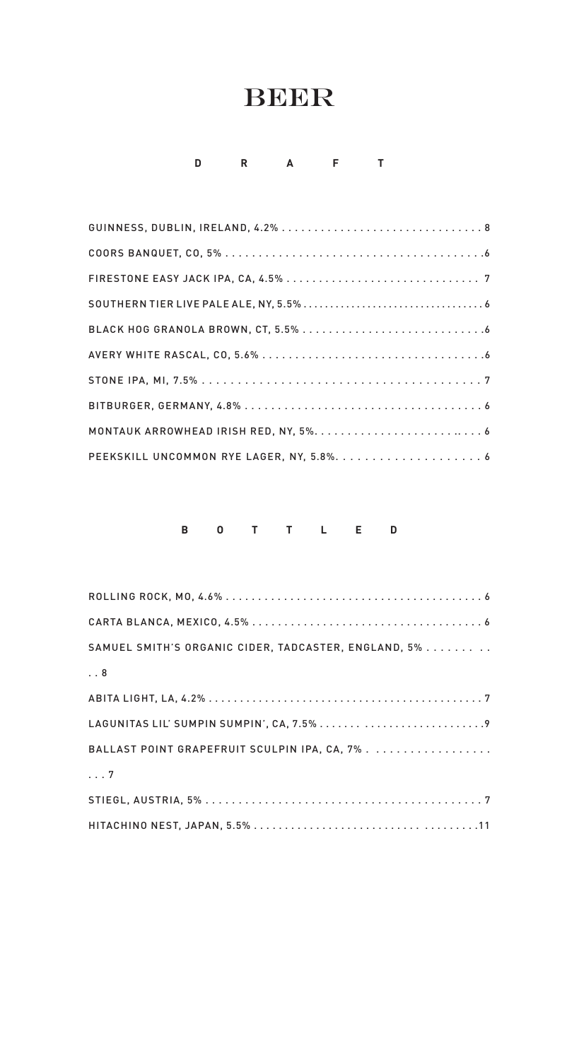# BEER

## DRAFT

GUINNESS, DUBLIN, IRELAND, 4.2% . . . . . . . . . . . . . . . . . . . . . . . . . . . . . . 8

COORS BANQUET, CO, 5% . . . . . . . . . . . . . . . . . . . . . . . . . . . . . . . . . . . . . .6

FIRESTONE EASY JACK IPA, CA, 4.5% . . . . . . . . . . . . . . . . . . . . . . . . . . . . . 7

SOUTHERN TIER LIVE PALE ALE, NY, 5.5% . . . . . . . . . . . . . . . . . . . . . . . . . . . . . . . . 6

BLACK HOG GRANOLA BROWN, CT, 5.5% . . . . . . . . . . . . . . . . . . . . . . . . . . . .6

AVERY WHITE RASCAL, CO, 5.6% . . . . . . . . . . . . . . . . . . . . . . . . . . . . . . . . . .6

STONE IPA, MI, 7.5% . . . . . . . . . . . . . . . . . . . . . . . . . . . . . . . . . . . . . . . . 7

BITBURGER, GERMANY, 4.8% . . . . . . . . . . . . . . . . . . . . . . . . . . . . . . . . . . . 6

MONTAUK ARROWHEAD IRISH RED, NY, 5%. . . . . . . . . . . . . . . . . . . . . . . .. . . . 6

PEEKSKILL UNCOMMON RYE LAGER, NY, 5.8%. . . . . . . . . . . . . . . . . . . . . 6

## BOTTLED

ROLLING ROCK, MO, 4.6% . . . . . . . . . . . . . . . . . . . . . . . . . . . . . . . . . . . . . . . 6

CARTA BLANCA, MEXICO, 4.5% . . . . . . . . . . . . . . . . . . . . . . . . . . . . . . . . . . . 6

SAMUEL SMITH'S ORGANIC CIDER, TADCASTER, ENGLAND, 5% . . . . . . . . . .
. . 8

ABITA LIGHT, LA, 4.2% . . . . . . . . . . . . . . . . . . . . . . . . . . . . . . . . . . . . . . . . . . 7

LAGUNITAS LIL' SUMPIN SUMPIN', CA, 7.5% . . . . . . . . . . . . . . . . . . . . . . . . . . . .9

BALLAST POINT GRAPEFRUIT SCULPIN IPA, CA, 7% . . . . . . . . . . . . . . . . . .
. . . 7

STIEGL, AUSTRIA, 5% . . . . . . . . . . . . . . . . . . . . . . . . . . . . . . . . . . . . . . . . . 7

HITACHINO NEST, JAPAN, 5.5% . . . . . . . . . . . . . . . . . . . . . . . . . . . . . . . . . . .11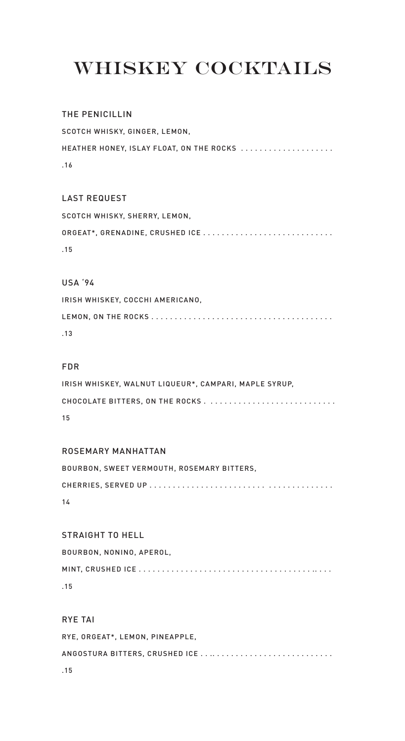# WHISKEY COCKTAILS

### THE PENICILLIN

SCOTCH WHISKY, GINGER, LEMON,
HEATHER HONEY, ISLAY FLOAT, ON THE ROCKS ...................
.16

### LAST REQUEST

SCOTCH WHISKY, SHERRY, LEMON,
ORGEAT*, GRENADINE, CRUSHED ICE ............................
.15

### USA '94

IRISH WHISKEY, COCCHI AMERICANO,
LEMON, ON THE ROCKS .......................................
.13

### FDR

IRISH WHISKEY, WALNUT LIQUEUR*, CAMPARI, MAPLE SYRUP,
CHOCOLATE BITTERS, ON THE ROCKS . ..........................
15

### ROSEMARY MANHATTAN

BOURBON, SWEET VERMOUTH, ROSEMARY BITTERS,
CHERRIES, SERVED UP ....................... ..............
14

### STRAIGHT TO HELL

BOURBON, NONINO, APEROL,
MINT, CRUSHED ICE ..........................................
.15

### RYE TAI

RYE, ORGEAT*, LEMON, PINEAPPLE,
ANGOSTURA BITTERS, CRUSHED ICE .............................
.15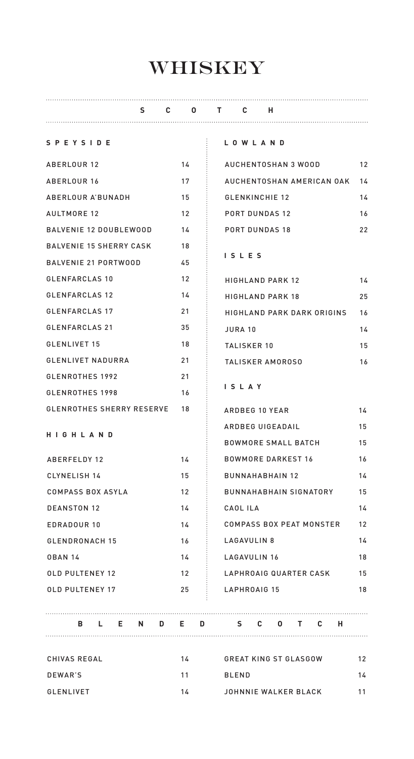# WHISKEY

## SCOTCH

### SPEYSIDE

| | |
|---|---|
| ABERLOUR 12 | 14 |
| ABERLOUR 16 | 17 |
| ABERLOUR A'BUNADH | 15 |
| AULTMORE 12 | 12 |
| BALVENIE 12 DOUBLEWOOD | 14 |
| BALVENIE 15 SHERRY CASK | 18 |
| BALVENIE 21 PORTWOOD | 45 |
| GLENFARCLAS 10 | 12 |
| GLENFARCLAS 12 | 14 |
| GLENFARCLAS 17 | 21 |
| GLENFARCLAS 21 | 35 |
| GLENLIVET 15 | 18 |
| GLENLIVET NADURRA | 21 |
| GLENROTHES 1992 | 21 |
| GLENROTHES 1998 | 16 |
| GLENROTHES SHERRY RESERVE | 18 |

### HIGHLAND

| | |
|---|---|
| ABERFELDY 12 | 14 |
| CLYNELISH 14 | 15 |
| COMPASS BOX ASYLA | 12 |
| DEANSTON 12 | 14 |
| EDRADOUR 10 | 14 |
| GLENDRONACH 15 | 16 |
| OBAN 14 | 14 |
| OLD PULTENEY 12 | 12 |
| OLD PULTENEY 17 | 25 |

### LOWLAND

| | |
|---|---|
| AUCHENTOSHAN 3 WOOD | 12 |
| AUCHENTOSHAN AMERICAN OAK | 14 |
| GLENKINCHIE 12 | 14 |
| PORT DUNDAS 12 | 16 |
| PORT DUNDAS 18 | 22 |

### ISLES

| | |
|---|---|
| HIGHLAND PARK 12 | 14 |
| HIGHLAND PARK 18 | 25 |
| HIGHLAND PARK DARK ORIGINS | 16 |
| JURA 10 | 14 |
| TALISKER 10 | 15 |
| TALISKER AMOROSO | 16 |

### ISLAY

| | |
|---|---|
| ARDBEG 10 YEAR | 14 |
| ARDBEG UIGEADAIL | 15 |
| BOWMORE SMALL BATCH | 15 |
| BOWMORE DARKEST 16 | 16 |
| BUNNAHABHAIN 12 | 14 |
| BUNNAHABHAIN SIGNATORY | 15 |
| CAOL ILA | 14 |
| COMPASS BOX PEAT MONSTER | 12 |
| LAGAVULIN 8 | 14 |
| LAGAVULIN 16 | 18 |
| LAPHROAIG QUARTER CASK | 15 |
| LAPHROAIG 15 | 18 |

## BLENDED SCOTCH

| | |
|---|---|
| CHIVAS REGAL | 14 |
| DEWAR'S | 11 |
| GLENLIVET | 14 |
| GREAT KING ST GLASGOW | 12 |
| BLEND | 14 |
| JOHNNIE WALKER BLACK | 11 |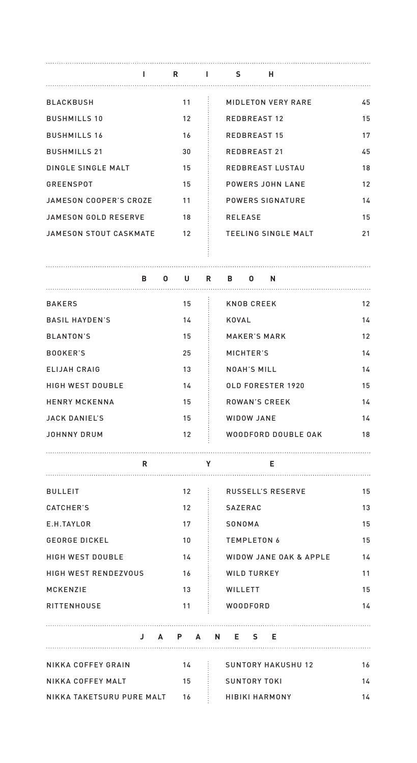## IRISH

| | | | |
|---|---|---|---|
| BLACKBUSH | 11 | MIDLETON VERY RARE | 45 |
| BUSHMILLS 10 | 12 | REDBREAST 12 | 15 |
| BUSHMILLS 16 | 16 | REDBREAST 15 | 17 |
| BUSHMILLS 21 | 30 | REDBREAST 21 | 45 |
| DINGLE SINGLE MALT | 15 | REDBREAST LUSTAU | 18 |
| GREENSPOT | 15 | POWERS JOHN LANE | 12 |
| JAMESON COOPER'S CROZE | 11 | POWERS SIGNATURE | 14 |
| JAMESON GOLD RESERVE | 18 | RELEASE | 15 |
| JAMESON STOUT CASKMATE | 12 | TEELING SINGLE MALT | 21 |

## BOURBON

| | | | |
|---|---|---|---|
| BAKERS | 15 | KNOB CREEK | 12 |
| BASIL HAYDEN'S | 14 | KOVAL | 14 |
| BLANTON'S | 15 | MAKER'S MARK | 12 |
| BOOKER'S | 25 | MICHTER'S | 14 |
| ELIJAH CRAIG | 13 | NOAH'S MILL | 14 |
| HIGH WEST DOUBLE | 14 | OLD FORESTER 1920 | 15 |
| HENRY MCKENNA | 15 | ROWAN'S CREEK | 14 |
| JACK DANIEL'S | 15 | WIDOW JANE | 14 |
| JOHNNY DRUM | 12 | WOODFORD DOUBLE OAK | 18 |

## RYE

| | | | |
|---|---|---|---|
| BULLEIT | 12 | RUSSELL'S RESERVE | 15 |
| CATCHER'S | 12 | SAZERAC | 13 |
| E.H.TAYLOR | 17 | SONOMA | 15 |
| GEORGE DICKEL | 10 | TEMPLETON 6 | 15 |
| HIGH WEST DOUBLE | 14 | WIDOW JANE OAK & APPLE | 14 |
| HIGH WEST RENDEZVOUS | 16 | WILD TURKEY | 11 |
| MCKENZIE | 13 | WILLETT | 15 |
| RITTENHOUSE | 11 | WOODFORD | 14 |

## JAPANESE

| | | | |
|---|---|---|---|
| NIKKA COFFEY GRAIN | 14 | SUNTORY HAKUSHU 12 | 16 |
| NIKKA COFFEY MALT | 15 | SUNTORY TOKI | 14 |
| NIKKA TAKETSURU PURE MALT | 16 | HIBIKI HARMONY | 14 |